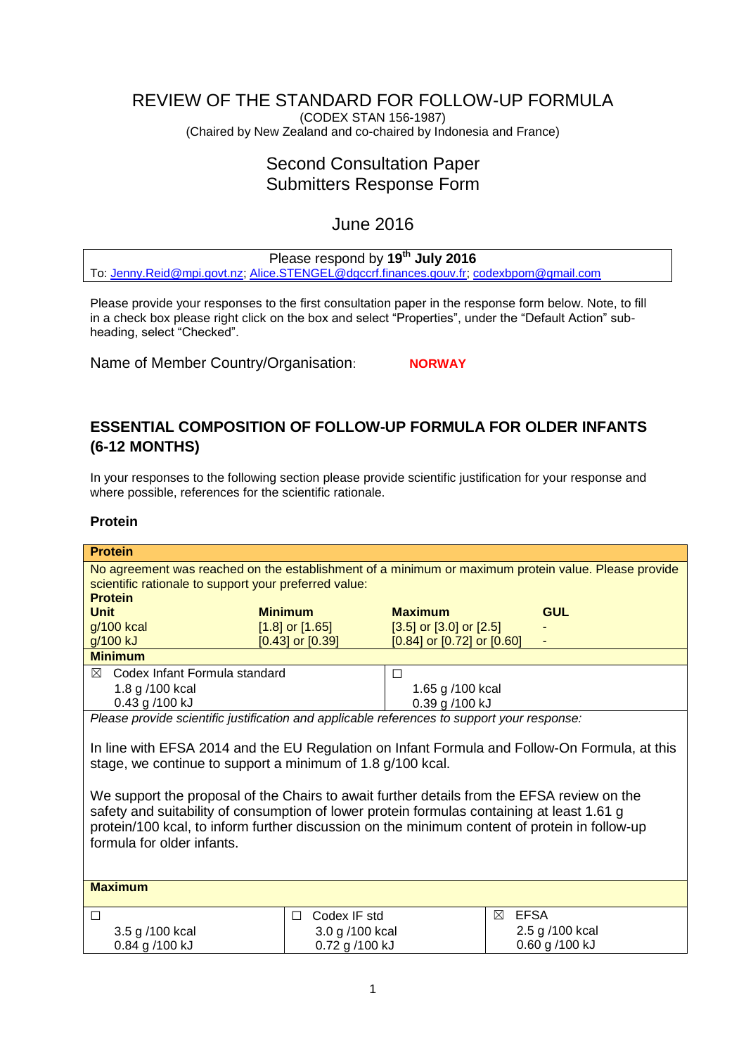# REVIEW OF THE STANDARD FOR FOLLOW-UP FORMULA

(CODEX STAN 156-1987)

(Chaired by New Zealand and co-chaired by Indonesia and France)

## Second Consultation Paper
## Submitters Response Form

## June 2016

| Please respond by 19th July 2016 |
|---|
| To: Jenny.Reid@mpi.govt.nz; Alice.STENGEL@dgccrf.finances.gouv.fr; codexbpom@gmail.com |

Please provide your responses to the first consultation paper in the response form below. Note, to fill in a check box please right click on the box and select "Properties", under the "Default Action" sub-heading, select "Checked".

Name of Member Country/Organisation: **NORWAY**

## ESSENTIAL COMPOSITION OF FOLLOW-UP FORMULA FOR OLDER INFANTS (6-12 MONTHS)

In your responses to the following section please provide scientific justification for your response and where possible, references for the scientific rationale.

### Protein

| **Protein** | | | |
|---|---|---|---|
| No agreement was reached on the establishment of a minimum or maximum protein value. Please provide scientific rationale to support your preferred value: | | | |
| **Protein** | | | |
| **Unit** | **Minimum** | **Maximum** | **GUL** |
| g/100 kcal | [1.8] or [1.65] | [3.5] or [3.0] or [2.5] | - |
| g/100 kJ | [0.43] or [0.39] | [0.84] or [0.72] or [0.60] | - |

| **Minimum** | |
|---|---|
| ☒ Codex Infant Formula standard<br>1.8 g /100 kcal<br>0.43 g /100 kJ | ☐<br>1.65 g /100 kcal<br>0.39 g /100 kJ |

*Please provide scientific justification and applicable references to support your response:*

In line with EFSA 2014 and the EU Regulation on Infant Formula and Follow-On Formula, at this stage, we continue to support a minimum of 1.8 g/100 kcal.

We support the proposal of the Chairs to await further details from the EFSA review on the safety and suitability of consumption of lower protein formulas containing at least 1.61 g protein/100 kcal, to inform further discussion on the minimum content of protein in follow-up formula for older infants.

| **Maximum** | | |
|---|---|---|
| ☐<br>3.5 g /100 kcal<br>0.84 g /100 kJ | ☐ Codex IF std<br>3.0 g /100 kcal<br>0.72 g /100 kJ | ☒ EFSA<br>2.5 g /100 kcal<br>0.60 g /100 kJ |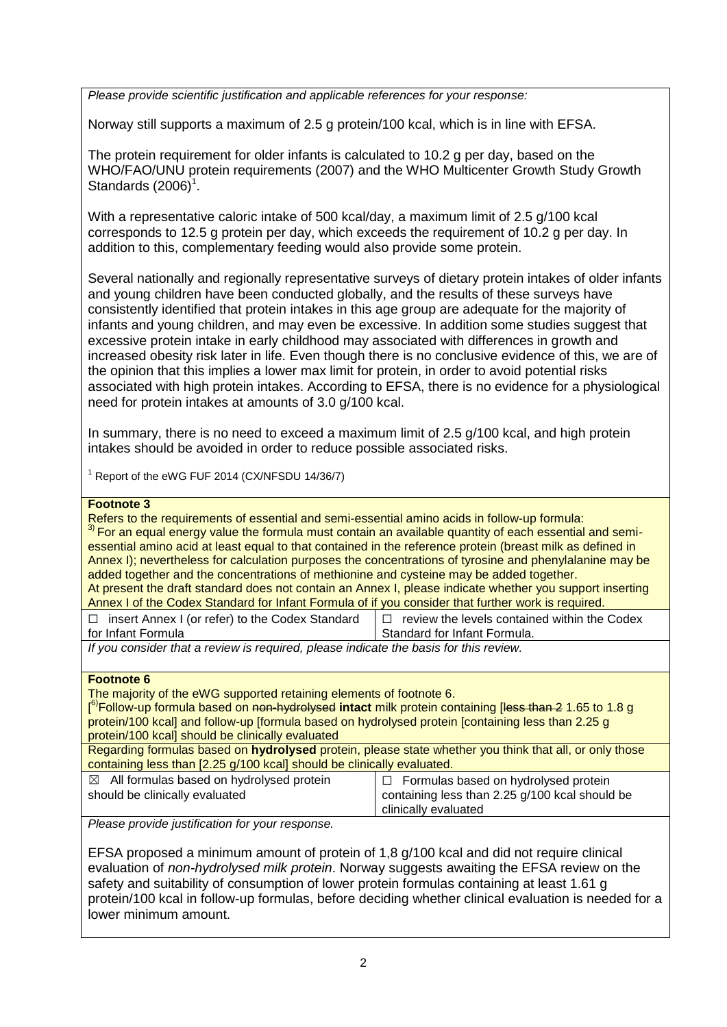*Please provide scientific justification and applicable references for your response:*

Norway still supports a maximum of 2.5 g protein/100 kcal, which is in line with EFSA.

The protein requirement for older infants is calculated to 10.2 g per day, based on the WHO/FAO/UNU protein requirements (2007) and the WHO Multicenter Growth Study Growth Standards (2006)[1].

With a representative caloric intake of 500 kcal/day, a maximum limit of 2.5 g/100 kcal corresponds to 12.5 g protein per day, which exceeds the requirement of 10.2 g per day. In addition to this, complementary feeding would also provide some protein.

Several nationally and regionally representative surveys of dietary protein intakes of older infants and young children have been conducted globally, and the results of these surveys have consistently identified that protein intakes in this age group are adequate for the majority of infants and young children, and may even be excessive. In addition some studies suggest that excessive protein intake in early childhood may associated with differences in growth and increased obesity risk later in life. Even though there is no conclusive evidence of this, we are of the opinion that this implies a lower max limit for protein, in order to avoid potential risks associated with high protein intakes. According to EFSA, there is no evidence for a physiological need for protein intakes at amounts of 3.0 g/100 kcal.

In summary, there is no need to exceed a maximum limit of 2.5 g/100 kcal, and high protein intakes should be avoided in order to reduce possible associated risks.

[1] Report of the eWG FUF 2014 (CX/NFSDU 14/36/7)

**Footnote 3**

Refers to the requirements of essential and semi-essential amino acids in follow-up formula:

[3)] For an equal energy value the formula must contain an available quantity of each essential and semi-essential amino acid at least equal to that contained in the reference protein (breast milk as defined in Annex I); nevertheless for calculation purposes the concentrations of tyrosine and phenylalanine may be added together and the concentrations of methionine and cysteine may be added together.

At present the draft standard does not contain an Annex I, please indicate whether you support inserting Annex I of the Codex Standard for Infant Formula of if you consider that further work is required.

| ☐ insert Annex I (or refer) to the Codex Standard for Infant Formula | ☐ review the levels contained within the Codex Standard for Infant Formula. |
|---|---|

*If you consider that a review is required, please indicate the basis for this review.*

**Footnote 6**

The majority of the eWG supported retaining elements of footnote 6.

[[6)]Follow-up formula based on ~~non-hydrolysed~~ **intact** milk protein containing [~~less than 2~~ 1.65 to 1.8 g protein/100 kcal] and follow-up [formula based on hydrolysed protein [containing less than 2.25 g protein/100 kcal] should be clinically evaluated

Regarding formulas based on **hydrolysed** protein, please state whether you think that all, or only those containing less than [2.25 g/100 kcal] should be clinically evaluated.

| ☒ All formulas based on hydrolysed protein should be clinically evaluated | ☐ Formulas based on hydrolysed protein containing less than 2.25 g/100 kcal should be clinically evaluated |
|---|---|

*Please provide justification for your response.*

EFSA proposed a minimum amount of protein of 1,8 g/100 kcal and did not require clinical evaluation of *non-hydrolysed milk protein*. Norway suggests awaiting the EFSA review on the safety and suitability of consumption of lower protein formulas containing at least 1.61 g protein/100 kcal in follow-up formulas, before deciding whether clinical evaluation is needed for a lower minimum amount.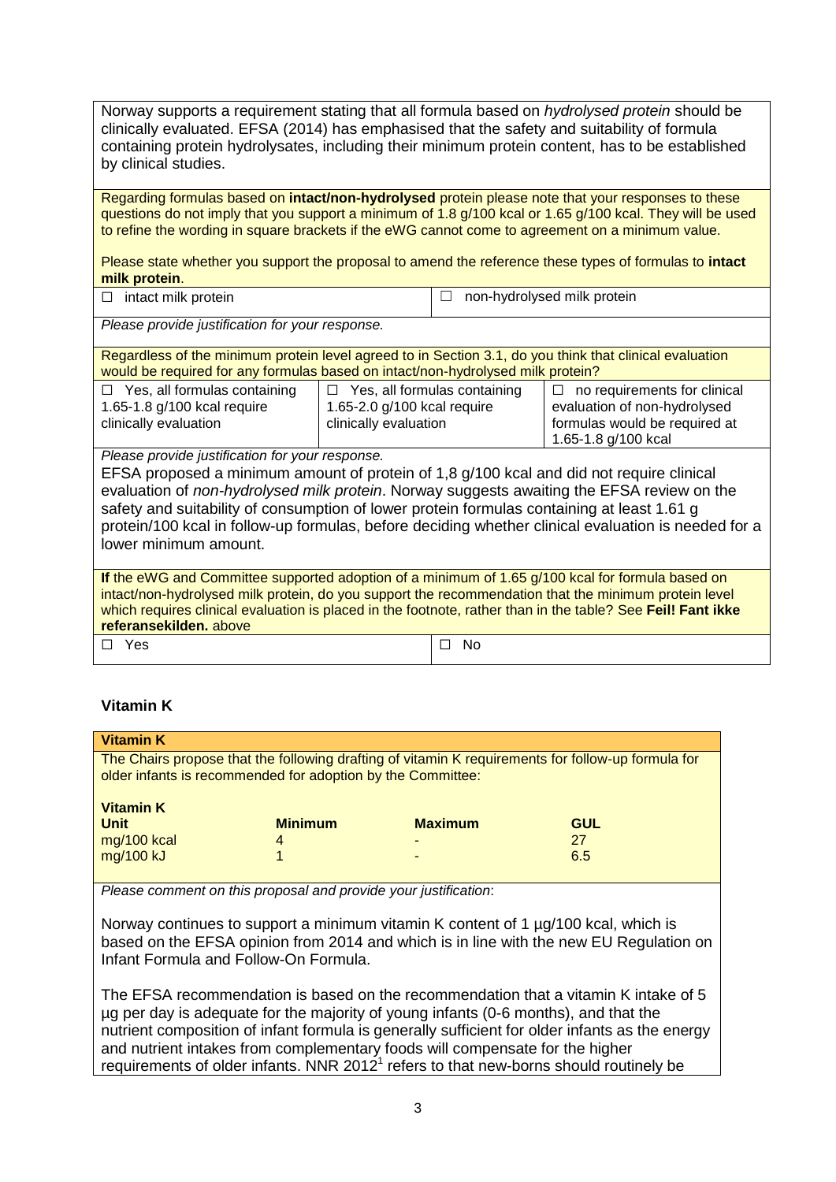Norway supports a requirement stating that all formula based on *hydrolysed protein* should be clinically evaluated. EFSA (2014) has emphasised that the safety and suitability of formula containing protein hydrolysates, including their minimum protein content, has to be established by clinical studies.

Regarding formulas based on **intact/non-hydrolysed** protein please note that your responses to these questions do not imply that you support a minimum of 1.8 g/100 kcal or 1.65 g/100 kcal. They will be used to refine the wording in square brackets if the eWG cannot come to agreement on a minimum value.

Please state whether you support the proposal to amend the reference these types of formulas to **intact milk protein**.

| ☐ intact milk protein | ☐ non-hydrolysed milk protein |
|---|---|

*Please provide justification for your response.*

Regardless of the minimum protein level agreed to in Section 3.1, do you think that clinical evaluation would be required for any formulas based on intact/non-hydrolysed milk protein?

| ☐ Yes, all formulas containing 1.65-1.8 g/100 kcal require clinically evaluation | ☐ Yes, all formulas containing 1.65-2.0 g/100 kcal require clinically evaluation | ☐ no requirements for clinical evaluation of non-hydrolysed formulas would be required at 1.65-1.8 g/100 kcal |
|---|---|---|

*Please provide justification for your response.*

EFSA proposed a minimum amount of protein of 1,8 g/100 kcal and did not require clinical evaluation of *non-hydrolysed milk protein*. Norway suggests awaiting the EFSA review on the safety and suitability of consumption of lower protein formulas containing at least 1.61 g protein/100 kcal in follow-up formulas, before deciding whether clinical evaluation is needed for a lower minimum amount.

**If** the eWG and Committee supported adoption of a minimum of 1.65 g/100 kcal for formula based on intact/non-hydrolysed milk protein, do you support the recommendation that the minimum protein level which requires clinical evaluation is placed in the footnote, rather than in the table? See **Feil! Fant ikke referansekilden.** above

| ☐ Yes | ☐ No |
|---|---|

## Vitamin K

**Vitamin K**

The Chairs propose that the following drafting of vitamin K requirements for follow-up formula for older infants is recommended for adoption by the Committee:

**Vitamin K**

| Unit | Minimum | Maximum | GUL |
|---|---|---|---|
| mg/100 kcal | 4 | - | 27 |
| mg/100 kJ | 1 | - | 6.5 |

*Please comment on this proposal and provide your justification*:

Norway continues to support a minimum vitamin K content of 1 µg/100 kcal, which is based on the EFSA opinion from 2014 and which is in line with the new EU Regulation on Infant Formula and Follow-On Formula.

The EFSA recommendation is based on the recommendation that a vitamin K intake of 5 µg per day is adequate for the majority of young infants (0-6 months), and that the nutrient composition of infant formula is generally sufficient for older infants as the energy and nutrient intakes from complementary foods will compensate for the higher requirements of older infants. NNR 2012[1] refers to that new-borns should routinely be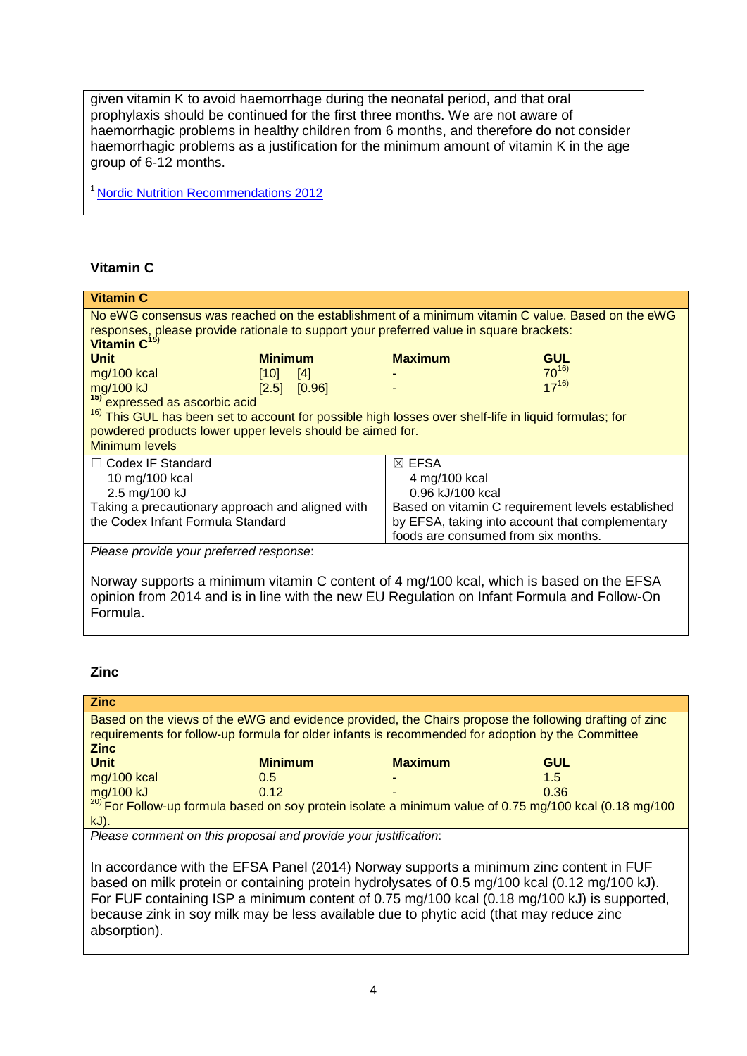given vitamin K to avoid haemorrhage during the neonatal period, and that oral prophylaxis should be continued for the first three months. We are not aware of haemorrhagic problems in healthy children from 6 months, and therefore do not consider haemorrhagic problems as a justification for the minimum amount of vitamin K in the age group of 6-12 months.

[1] Nordic Nutrition Recommendations 2012

### Vitamin C

**Vitamin C**

No eWG consensus was reached on the establishment of a minimum vitamin C value. Based on the eWG responses, please provide rationale to support your preferred value in square brackets:

**Vitamin C**[15)]

| Unit | Minimum | Maximum | GUL |
|---|---|---|---|
| mg/100 kcal | [10] [4] | - | 70[16)] |
| mg/100 kJ | [2.5] [0.96] | - | 17[16)] |

[15)] expressed as ascorbic acid

[16)] This GUL has been set to account for possible high losses over shelf-life in liquid formulas; for powdered products lower upper levels should be aimed for.

Minimum levels

| ☐ Codex IF Standard | ☒ EFSA |
|---|---|
| 10 mg/100 kcal<br>2.5 mg/100 kJ<br>Taking a precautionary approach and aligned with the Codex Infant Formula Standard | 4 mg/100 kcal<br>0.96 kJ/100 kcal<br>Based on vitamin C requirement levels established by EFSA, taking into account that complementary foods are consumed from six months. |

*Please provide your preferred response*:

Norway supports a minimum vitamin C content of 4 mg/100 kcal, which is based on the EFSA opinion from 2014 and is in line with the new EU Regulation on Infant Formula and Follow-On Formula.

### Zinc

**Zinc**

Based on the views of the eWG and evidence provided, the Chairs propose the following drafting of zinc requirements for follow-up formula for older infants is recommended for adoption by the Committee

**Zinc**

| Unit | Minimum | Maximum | GUL |
|---|---|---|---|
| mg/100 kcal | 0.5 | - | 1.5 |
| mg/100 kJ | 0.12 | - | 0.36 |

[20)] For Follow-up formula based on soy protein isolate a minimum value of 0.75 mg/100 kcal (0.18 mg/100 kJ).

*Please comment on this proposal and provide your justification*:

In accordance with the EFSA Panel (2014) Norway supports a minimum zinc content in FUF based on milk protein or containing protein hydrolysates of 0.5 mg/100 kcal (0.12 mg/100 kJ). For FUF containing ISP a minimum content of 0.75 mg/100 kcal (0.18 mg/100 kJ) is supported, because zinc in soy milk may be less available due to phytic acid (that may reduce zinc absorption).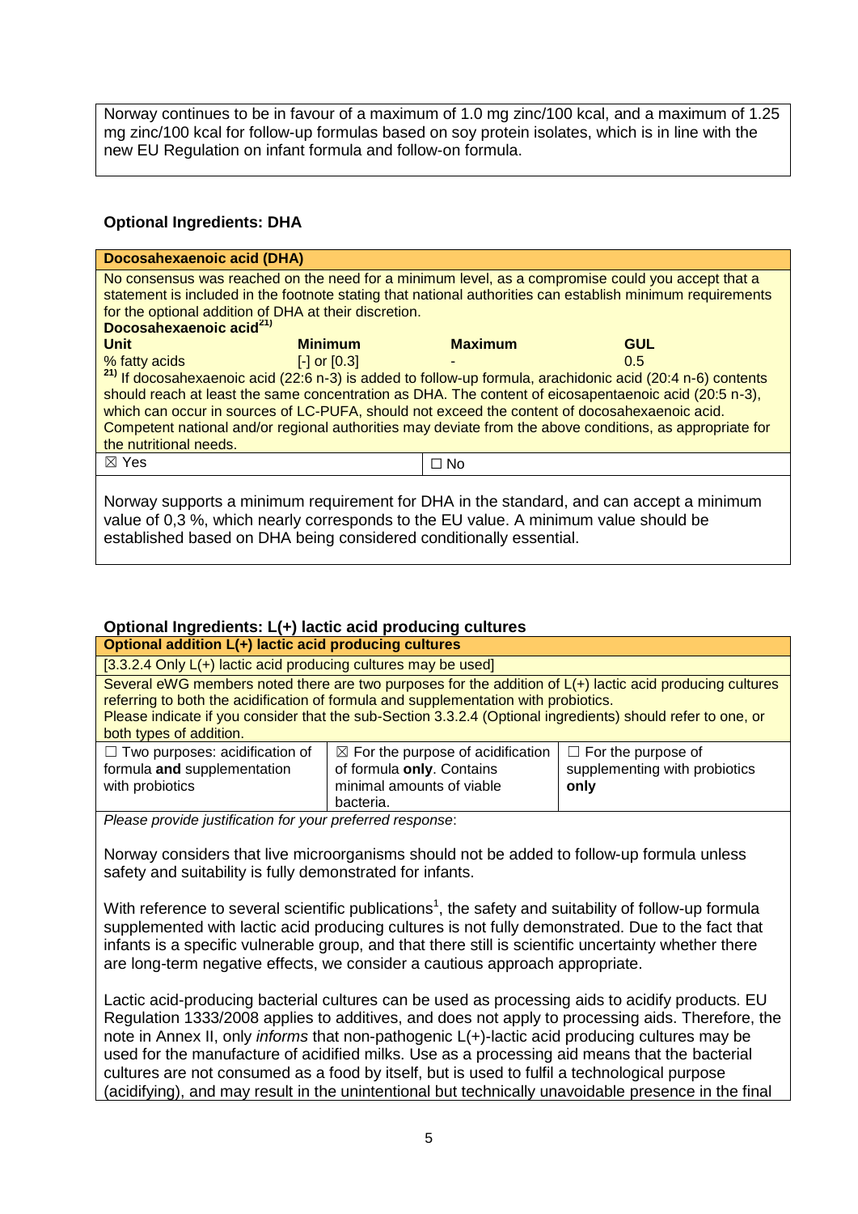Norway continues to be in favour of a maximum of 1.0 mg zinc/100 kcal, and a maximum of 1.25 mg zinc/100 kcal for follow-up formulas based on soy protein isolates, which is in line with the new EU Regulation on infant formula and follow-on formula.

### Optional Ingredients: DHA

**Docosahexaenoic acid (DHA)**

No consensus was reached on the need for a minimum level, as a compromise could you accept that a statement is included in the footnote stating that national authorities can establish minimum requirements for the optional addition of DHA at their discretion.

**Docosahexaenoic acid[21)]**

| Unit | Minimum | Maximum | GUL |
|---|---|---|---|
| % fatty acids | [-] or [0.3] | - | 0.5 |

[21)] If docosahexaenoic acid (22:6 n-3) is added to follow-up formula, arachidonic acid (20:4 n-6) contents should reach at least the same concentration as DHA. The content of eicosapentaenoic acid (20:5 n-3), which can occur in sources of LC-PUFA, should not exceed the content of docosahexaenoic acid. Competent national and/or regional authorities may deviate from the above conditions, as appropriate for the nutritional needs.

| ☒ Yes | ☐ No |
|---|---|

Norway supports a minimum requirement for DHA in the standard, and can accept a minimum value of 0,3 %, which nearly corresponds to the EU value. A minimum value should be established based on DHA being considered conditionally essential.

### Optional Ingredients: L(+) lactic acid producing cultures

**Optional addition L(+) lactic acid producing cultures**

[3.3.2.4 Only L(+) lactic acid producing cultures may be used]

Several eWG members noted there are two purposes for the addition of L(+) lactic acid producing cultures referring to both the acidification of formula and supplementation with probiotics.
Please indicate if you consider that the sub-Section 3.3.2.4 (Optional ingredients) should refer to one, or both types of addition.

| ☐ Two purposes: acidification of formula **and** supplementation with probiotics | ☒ For the purpose of acidification of formula **only**. Contains minimal amounts of viable bacteria. | ☐ For the purpose of supplementing with probiotics **only** |
|---|---|---|

*Please provide justification for your preferred response*:

Norway considers that live microorganisms should not be added to follow-up formula unless safety and suitability is fully demonstrated for infants.

With reference to several scientific publications[1], the safety and suitability of follow-up formula supplemented with lactic acid producing cultures is not fully demonstrated. Due to the fact that infants is a specific vulnerable group, and that there still is scientific uncertainty whether there are long-term negative effects, we consider a cautious approach appropriate.

Lactic acid-producing bacterial cultures can be used as processing aids to acidify products. EU Regulation 1333/2008 applies to additives, and does not apply to processing aids. Therefore, the note in Annex II, only *informs* that non-pathogenic L(+)-lactic acid producing cultures may be used for the manufacture of acidified milks. Use as a processing aid means that the bacterial cultures are not consumed as a food by itself, but is used to fulfil a technological purpose (acidifying), and may result in the unintentional but technically unavoidable presence in the final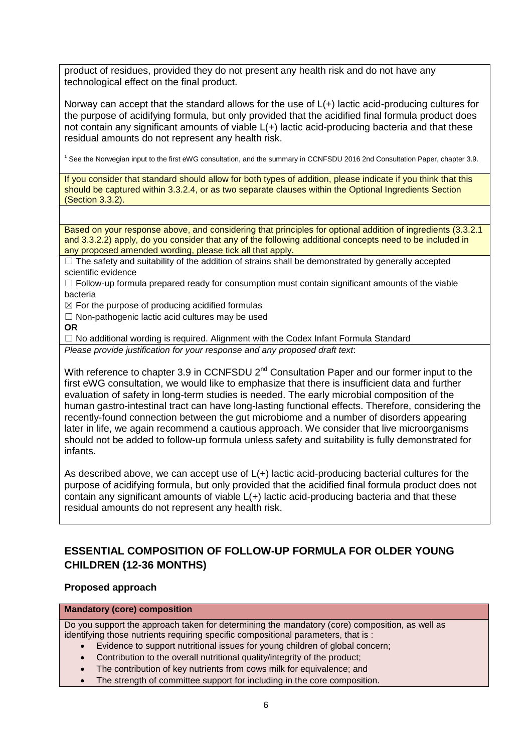product of residues, provided they do not present any health risk and do not have any technological effect on the final product.

Norway can accept that the standard allows for the use of L(+) lactic acid-producing cultures for the purpose of acidifying formula, but only provided that the acidified final formula product does not contain any significant amounts of viable L(+) lactic acid-producing bacteria and that these residual amounts do not represent any health risk.

[1] See the Norwegian input to the first eWG consultation, and the summary in CCNFSDU 2016 2nd Consultation Paper, chapter 3.9.

If you consider that standard should allow for both types of addition, please indicate if you think that this should be captured within 3.3.2.4, or as two separate clauses within the Optional Ingredients Section (Section 3.3.2).

Based on your response above, and considering that principles for optional addition of ingredients (3.3.2.1 and 3.3.2.2) apply, do you consider that any of the following additional concepts need to be included in any proposed amended wording, please tick all that apply.

☐ The safety and suitability of the addition of strains shall be demonstrated by generally accepted scientific evidence

☐ Follow-up formula prepared ready for consumption must contain significant amounts of the viable bacteria

☒ For the purpose of producing acidified formulas

☐ Non-pathogenic lactic acid cultures may be used

**OR**

☐ No additional wording is required. Alignment with the Codex Infant Formula Standard

*Please provide justification for your response and any proposed draft text*:

With reference to chapter 3.9 in CCNFSDU 2nd Consultation Paper and our former input to the first eWG consultation, we would like to emphasize that there is insufficient data and further evaluation of safety in long-term studies is needed. The early microbial composition of the human gastro-intestinal tract can have long-lasting functional effects. Therefore, considering the recently-found connection between the gut microbiome and a number of disorders appearing later in life, we again recommend a cautious approach. We consider that live microorganisms should not be added to follow-up formula unless safety and suitability is fully demonstrated for infants.

As described above, we can accept use of L(+) lactic acid-producing bacterial cultures for the purpose of acidifying formula, but only provided that the acidified final formula product does not contain any significant amounts of viable L(+) lactic acid-producing bacteria and that these residual amounts do not represent any health risk.

## ESSENTIAL COMPOSITION OF FOLLOW-UP FORMULA FOR OLDER YOUNG CHILDREN (12-36 MONTHS)

### Proposed approach

**Mandatory (core) composition**

Do you support the approach taken for determining the mandatory (core) composition, as well as identifying those nutrients requiring specific compositional parameters, that is :

- Evidence to support nutritional issues for young children of global concern;
- Contribution to the overall nutritional quality/integrity of the product;
- The contribution of key nutrients from cows milk for equivalence; and
- The strength of committee support for including in the core composition.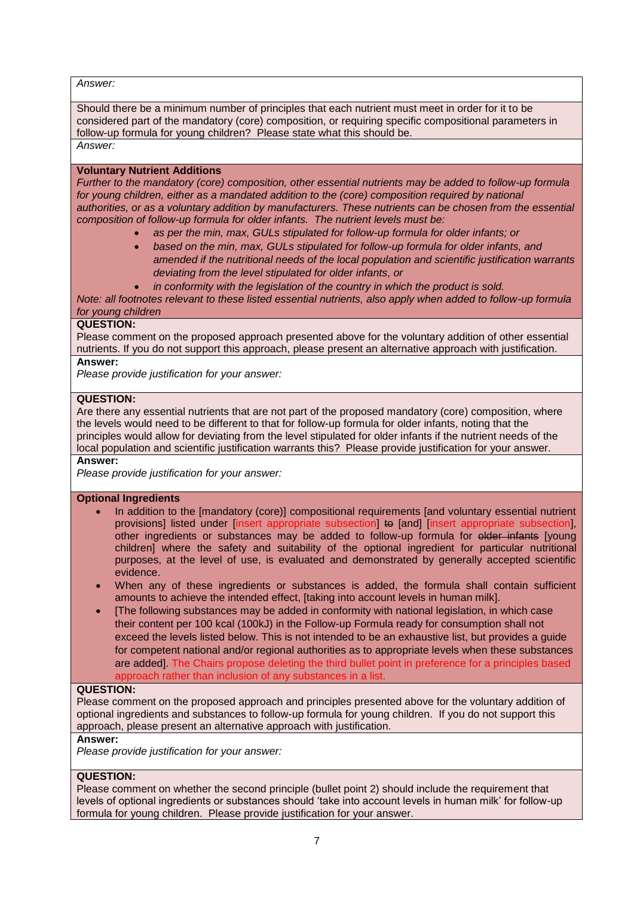*Answer:*

Should there be a minimum number of principles that each nutrient must meet in order for it to be considered part of the mandatory (core) composition, or requiring specific compositional parameters in follow-up formula for young children? Please state what this should be.

*Answer:*

**Voluntary Nutrient Additions**

*Further to the mandatory (core) composition, other essential nutrients may be added to follow-up formula for young children, either as a mandated addition to the (core) composition required by national authorities, or as a voluntary addition by manufacturers. These nutrients can be chosen from the essential composition of follow-up formula for older infants. The nutrient levels must be:*

- *as per the min, max, GULs stipulated for follow-up formula for older infants; or*
- *based on the min, max, GULs stipulated for follow-up formula for older infants, and amended if the nutritional needs of the local population and scientific justification warrants deviating from the level stipulated for older infants, or*
- *in conformity with the legislation of the country in which the product is sold.*

*Note: all footnotes relevant to these listed essential nutrients, also apply when added to follow-up formula for young children*

**QUESTION:**

Please comment on the proposed approach presented above for the voluntary addition of other essential nutrients. If you do not support this approach, please present an alternative approach with justification.

**Answer:**

*Please provide justification for your answer:*

**QUESTION:**

Are there any essential nutrients that are not part of the proposed mandatory (core) composition, where the levels would need to be different to that for follow-up formula for older infants, noting that the principles would allow for deviating from the level stipulated for older infants if the nutrient needs of the local population and scientific justification warrants this? Please provide justification for your answer.

**Answer:**

*Please provide justification for your answer:*

**Optional Ingredients**

- In addition to the [mandatory (core)] compositional requirements [and voluntary essential nutrient provisions] listed under [insert appropriate subsection] ~~to~~ [and] [insert appropriate subsection], other ingredients or substances may be added to follow-up formula for ~~older infants~~ [young children] where the safety and suitability of the optional ingredient for particular nutritional purposes, at the level of use, is evaluated and demonstrated by generally accepted scientific evidence.
- When any of these ingredients or substances is added, the formula shall contain sufficient amounts to achieve the intended effect, [taking into account levels in human milk].
- [The following substances may be added in conformity with national legislation, in which case their content per 100 kcal (100kJ) in the Follow-up Formula ready for consumption shall not exceed the levels listed below. This is not intended to be an exhaustive list, but provides a guide for competent national and/or regional authorities as to appropriate levels when these substances are added]. The Chairs propose deleting the third bullet point in preference for a principles based approach rather than inclusion of any substances in a list.

**QUESTION:**

Please comment on the proposed approach and principles presented above for the voluntary addition of optional ingredients and substances to follow-up formula for young children. If you do not support this approach, please present an alternative approach with justification.

**Answer:**

*Please provide justification for your answer:*

**QUESTION:**

Please comment on whether the second principle (bullet point 2) should include the requirement that levels of optional ingredients or substances should 'take into account levels in human milk' for follow-up formula for young children. Please provide justification for your answer.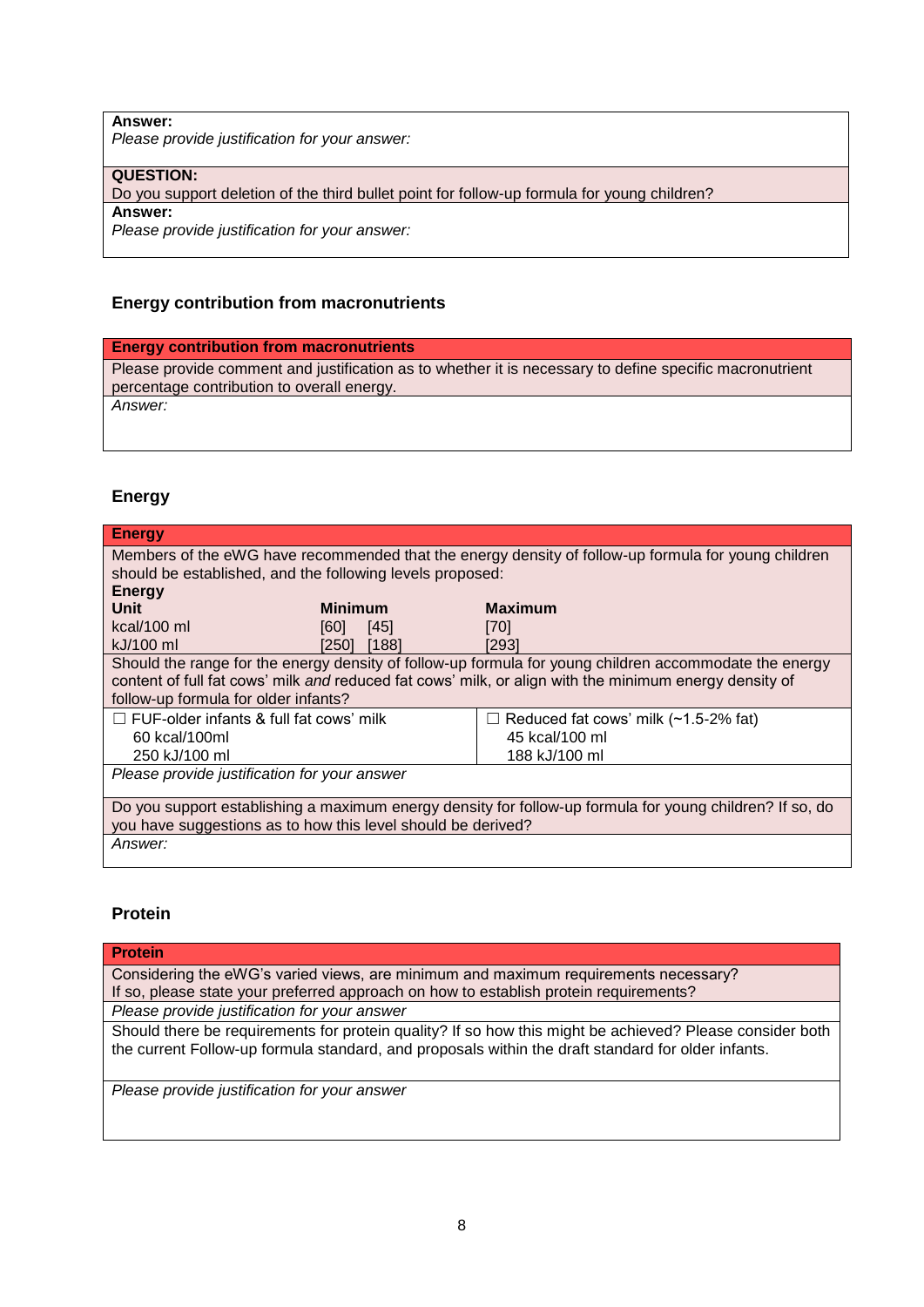**Answer:**

*Please provide justification for your answer:*

**QUESTION:**

Do you support deletion of the third bullet point for follow-up formula for young children?

**Answer:**

*Please provide justification for your answer:*

### Energy contribution from macronutrients

| **Energy contribution from macronutrients** |
|---|
| Please provide comment and justification as to whether it is necessary to define specific macronutrient percentage contribution to overall energy. |
| *Answer:* |

### Energy

**Energy**

Members of the eWG have recommended that the energy density of follow-up formula for young children should be established, and the following levels proposed:

**Energy**

| **Unit** | **Minimum** | **Maximum** |
|---|---|---|
| kcal/100 ml | [60] [45] | [70] |
| kJ/100 ml | [250] [188] | [293] |

Should the range for the energy density of follow-up formula for young children accommodate the energy content of full fat cows' milk *and* reduced fat cows' milk, or align with the minimum energy density of follow-up formula for older infants?

| ☐ FUF-older infants & full fat cows' milk | ☐ Reduced fat cows' milk (~1.5-2% fat) |
|---|---|
| 60 kcal/100ml | 45 kcal/100 ml |
| 250 kJ/100 ml | 188 kJ/100 ml |

*Please provide justification for your answer*

Do you support establishing a maximum energy density for follow-up formula for young children? If so, do you have suggestions as to how this level should be derived?

*Answer:*

### Protein

| **Protein** |
|---|
| Considering the eWG's varied views, are minimum and maximum requirements necessary? If so, please state your preferred approach on how to establish protein requirements? |
| *Please provide justification for your answer* |
| Should there be requirements for protein quality? If so how this might be achieved? Please consider both the current Follow-up formula standard, and proposals within the draft standard for older infants. |
| *Please provide justification for your answer* |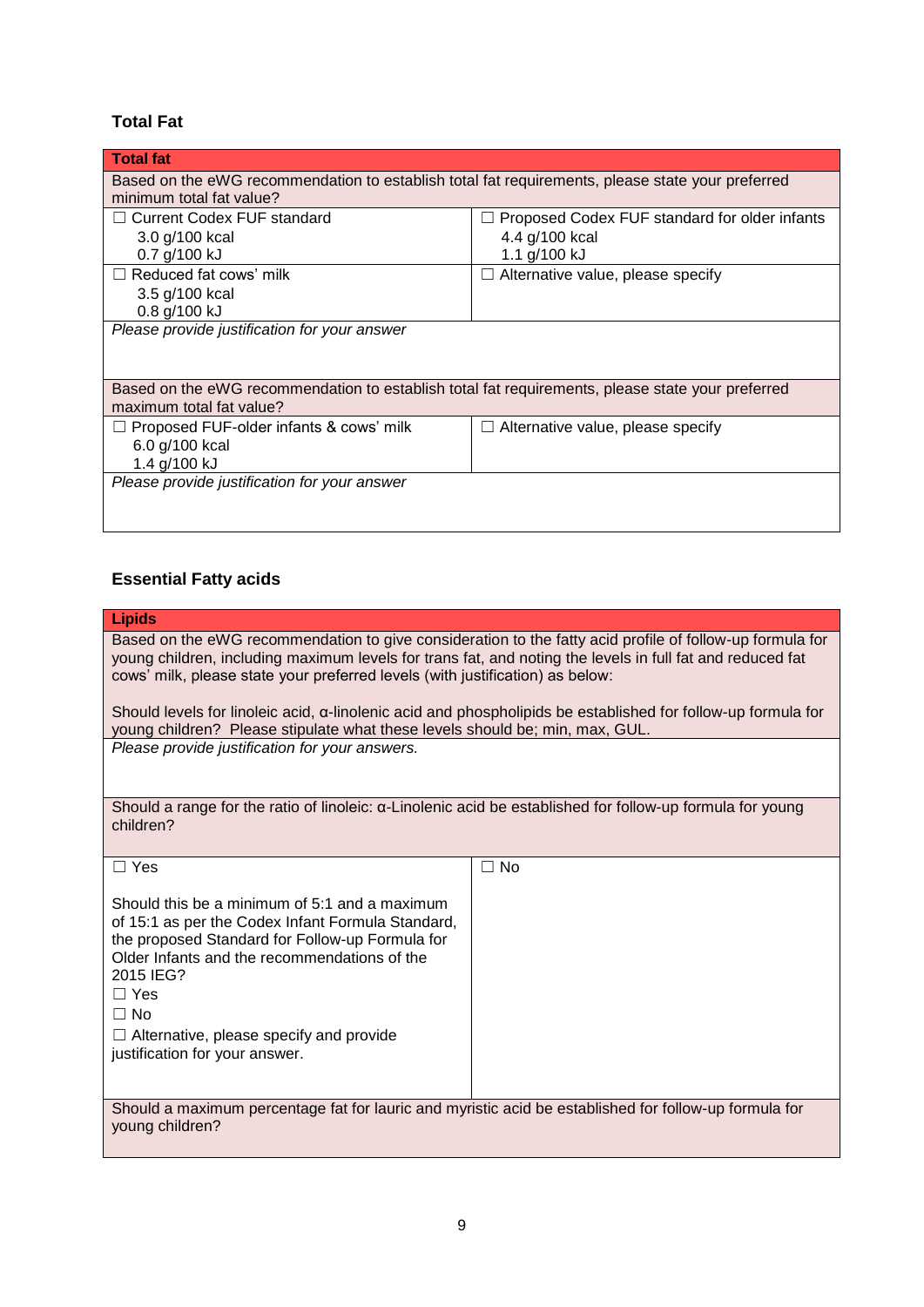## Total Fat

| Total fat | |
|---|---|
| Based on the eWG recommendation to establish total fat requirements, please state your preferred minimum total fat value? | |
| ☐ Current Codex FUF standard<br>3.0 g/100 kcal<br>0.7 g/100 kJ | ☐ Proposed Codex FUF standard for older infants<br>4.4 g/100 kcal<br>1.1 g/100 kJ |
| ☐ Reduced fat cows' milk<br>3.5 g/100 kcal<br>0.8 g/100 kJ | ☐ Alternative value, please specify |
| *Please provide justification for your answer* | |
| Based on the eWG recommendation to establish total fat requirements, please state your preferred maximum total fat value? | |
| ☐ Proposed FUF-older infants & cows' milk<br>6.0 g/100 kcal<br>1.4 g/100 kJ | ☐ Alternative value, please specify |
| *Please provide justification for your answer* | |

## Essential Fatty acids

| Lipids | |
|---|---|
| Based on the eWG recommendation to give consideration to the fatty acid profile of follow-up formula for young children, including maximum levels for trans fat, and noting the levels in full fat and reduced fat cows' milk, please state your preferred levels (with justification) as below:<br><br>Should levels for linoleic acid, α-linolenic acid and phospholipids be established for follow-up formula for young children? Please stipulate what these levels should be; min, max, GUL. | |
| *Please provide justification for your answers.* | |
| Should a range for the ratio of linoleic: α-Linolenic acid be established for follow-up formula for young children? | |
| ☐ Yes<br><br>Should this be a minimum of 5:1 and a maximum of 15:1 as per the Codex Infant Formula Standard, the proposed Standard for Follow-up Formula for Older Infants and the recommendations of the 2015 IEG?<br>☐ Yes<br>☐ No<br>☐ Alternative, please specify and provide justification for your answer. | ☐ No |
| Should a maximum percentage fat for lauric and myristic acid be established for follow-up formula for young children? | |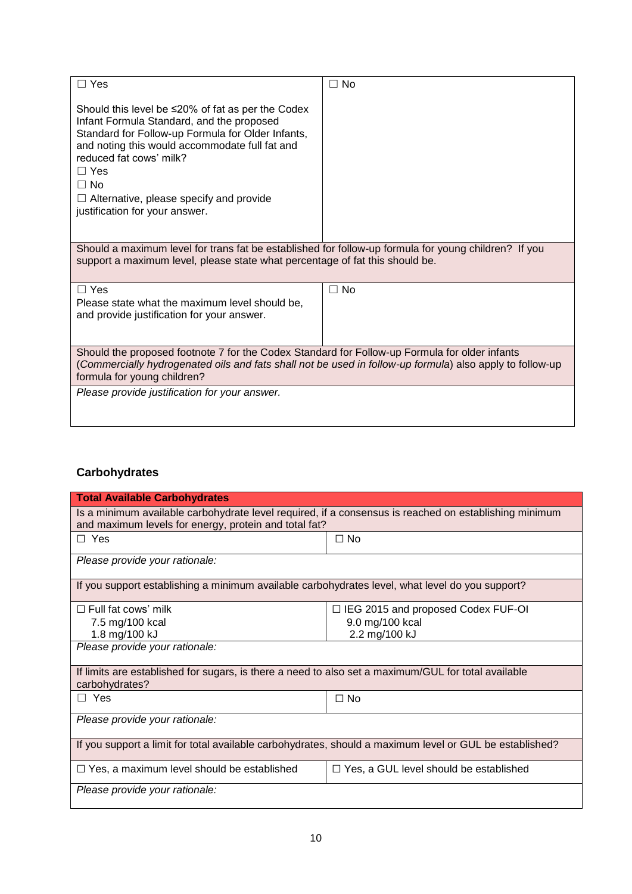| ☐ Yes<br><br>Should this level be ≤20% of fat as per the Codex Infant Formula Standard, and the proposed Standard for Follow-up Formula for Older Infants, and noting this would accommodate full fat and reduced fat cows' milk?<br>☐ Yes<br>☐ No<br>☐ Alternative, please specify and provide justification for your answer. | ☐ No |
|---|---|
| Should a maximum level for trans fat be established for follow-up formula for young children? If you support a maximum level, please state what percentage of fat this should be. | |
| ☐ Yes<br>Please state what the maximum level should be, and provide justification for your answer. | ☐ No |
| Should the proposed footnote 7 for the Codex Standard for Follow-up Formula for older infants (*Commercially hydrogenated oils and fats shall not be used in follow-up formula*) also apply to follow-up formula for young children? | |
| *Please provide justification for your answer.* | |

### Carbohydrates

| **Total Available Carbohydrates** | |
|---|---|
| Is a minimum available carbohydrate level required, if a consensus is reached on establishing minimum and maximum levels for energy, protein and total fat? | |
| ☐ Yes | ☐ No |
| *Please provide your rationale:* | |
| If you support establishing a minimum available carbohydrates level, what level do you support? | |
| ☐ Full fat cows' milk<br>7.5 mg/100 kcal<br>1.8 mg/100 kJ | ☐ IEG 2015 and proposed Codex FUF-OI<br>9.0 mg/100 kcal<br>2.2 mg/100 kJ |
| *Please provide your rationale:* | |
| If limits are established for sugars, is there a need to also set a maximum/GUL for total available carbohydrates? | |
| ☐ Yes | ☐ No |
| *Please provide your rationale:* | |
| If you support a limit for total available carbohydrates, should a maximum level or GUL be established? | |
| ☐ Yes, a maximum level should be established | ☐ Yes, a GUL level should be established |
| *Please provide your rationale:* | |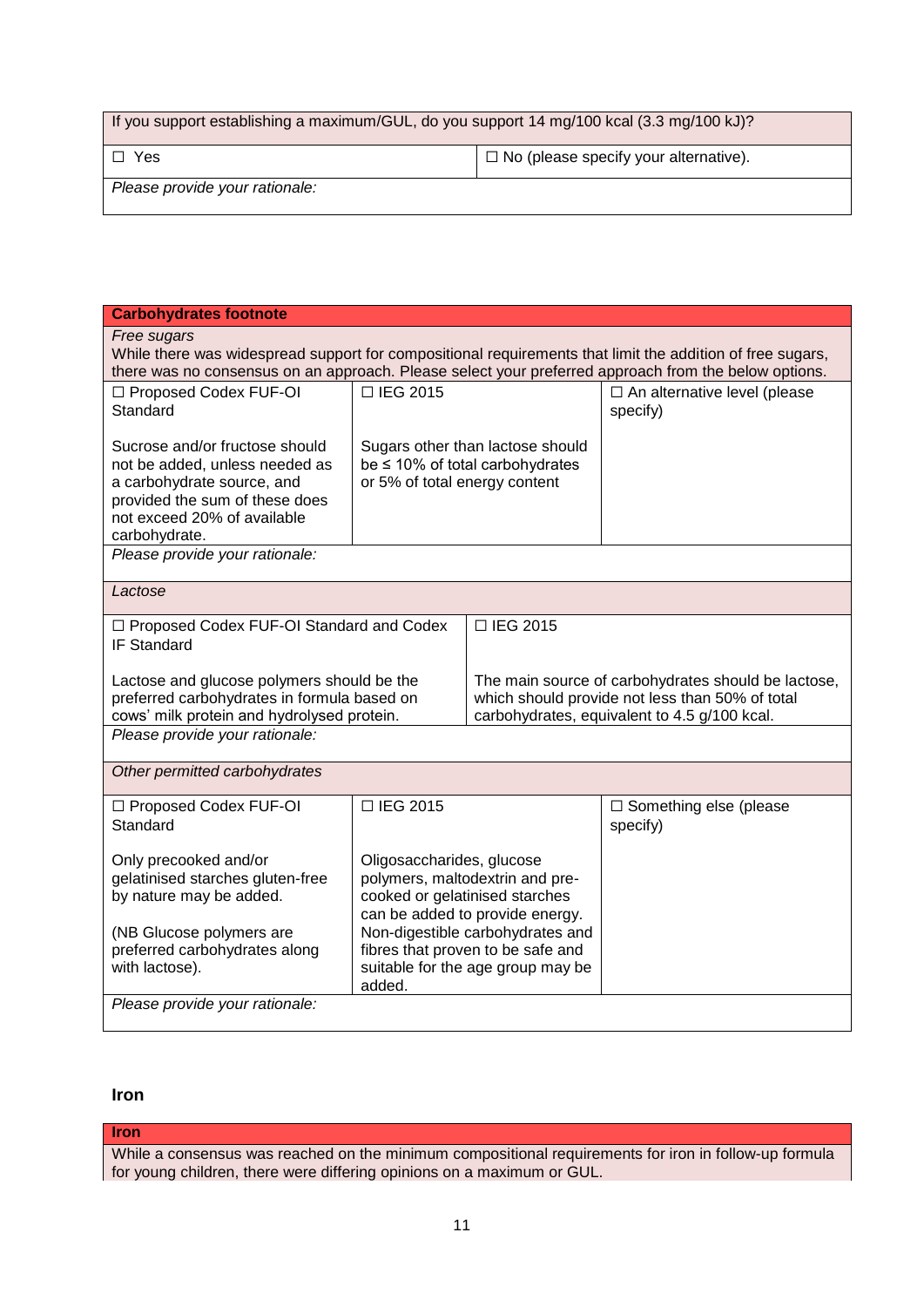| If you support establishing a maximum/GUL, do you support 14 mg/100 kcal (3.3 mg/100 kJ)? | |
|---|---|
| ☐ Yes | ☐ No (please specify your alternative). |
| *Please provide your rationale:* | |

| **Carbohydrates footnote** | | |
|---|---|---|
| *Free sugars*<br>While there was widespread support for compositional requirements that limit the addition of free sugars, there was no consensus on an approach. Please select your preferred approach from the below options. | | |
| ☐ Proposed Codex FUF-OI Standard<br><br>Sucrose and/or fructose should not be added, unless needed as a carbohydrate source, and provided the sum of these does not exceed 20% of available carbohydrate. | ☐ IEG 2015<br><br>Sugars other than lactose should be ≤ 10% of total carbohydrates or 5% of total energy content | ☐ An alternative level (please specify) |
| *Please provide your rationale:* | | |
| *Lactose* | | |
| ☐ Proposed Codex FUF-OI Standard and Codex IF Standard<br><br>Lactose and glucose polymers should be the preferred carbohydrates in formula based on cows' milk protein and hydrolysed protein. | ☐ IEG 2015<br><br>The main source of carbohydrates should be lactose, which should provide not less than 50% of total carbohydrates, equivalent to 4.5 g/100 kcal. | |
| *Please provide your rationale:* | | |
| *Other permitted carbohydrates* | | |
| ☐ Proposed Codex FUF-OI Standard<br><br>Only precooked and/or gelatinised starches gluten-free by nature may be added.<br><br>(NB Glucose polymers are preferred carbohydrates along with lactose). | ☐ IEG 2015<br><br>Oligosaccharides, glucose polymers, maltodextrin and pre-cooked or gelatinised starches can be added to provide energy. Non-digestible carbohydrates and fibres that proven to be safe and suitable for the age group may be added. | ☐ Something else (please specify) |
| *Please provide your rationale:* | | |

## Iron

| **Iron** |
|---|
| While a consensus was reached on the minimum compositional requirements for iron in follow-up formula for young children, there were differing opinions on a maximum or GUL. |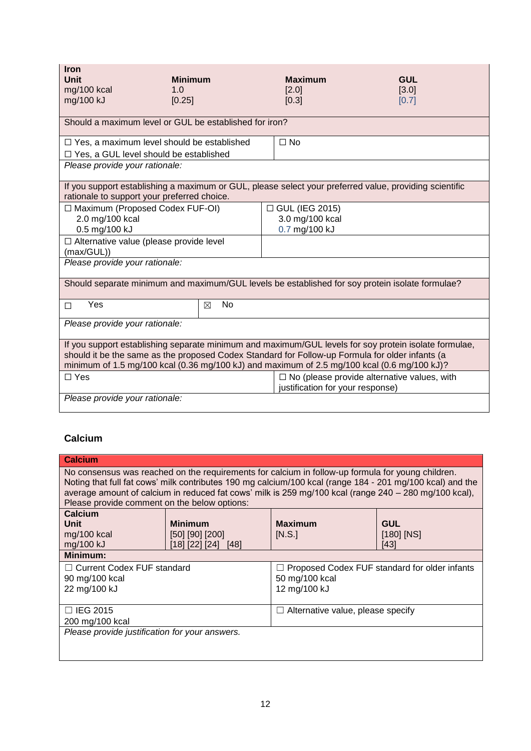| Iron | | | |
|---|---|---|---|
| **Unit** | **Minimum** | **Maximum** | **GUL** |
| mg/100 kcal | 1.0 | [2.0] | [3.0] |
| mg/100 kJ | [0.25] | [0.3] | [0.7] |

Should a maximum level or GUL be established for iron?

| | |
|---|---|
| ☐ Yes, a maximum level should be established<br>☐ Yes, a GUL level should be established | ☐ No |

*Please provide your rationale:*

If you support establishing a maximum or GUL, please select your preferred value, providing scientific rationale to support your preferred choice.

| | |
|---|---|
| ☐ Maximum (Proposed Codex FUF-OI)<br>2.0 mg/100 kcal<br>0.5 mg/100 kJ | ☐ GUL (IEG 2015)<br>3.0 mg/100 kcal<br>0.7 mg/100 kJ |
| ☐ Alternative value (please provide level (max/GUL)) | |

*Please provide your rationale:*

Should separate minimum and maximum/GUL levels be established for soy protein isolate formulae?

| | |
|---|---|
| ☐ Yes | ☒ No |

*Please provide your rationale:*

If you support establishing separate minimum and maximum/GUL levels for soy protein isolate formulae, should it be the same as the proposed Codex Standard for Follow-up Formula for older infants (a minimum of 1.5 mg/100 kcal (0.36 mg/100 kJ) and maximum of 2.5 mg/100 kcal (0.6 mg/100 kJ)?

| | |
|---|---|
| ☐ Yes | ☐ No (please provide alternative values, with justification for your response) |

*Please provide your rationale:*

### Calcium

**Calcium**

No consensus was reached on the requirements for calcium in follow-up formula for young children. Noting that full fat cows' milk contributes 190 mg calcium/100 kcal (range 184 - 201 mg/100 kcal) and the average amount of calcium in reduced fat cows' milk is 259 mg/100 kcal (range 240 – 280 mg/100 kcal), Please provide comment on the below options:

| Calcium | | | |
|---|---|---|---|
| **Unit** | **Minimum** | **Maximum** | **GUL** |
| mg/100 kcal | [50] [90] [200] | [N.S.] | [180] [NS] |
| mg/100 kJ | [18] [22] [24] [48] | | [43] |

**Minimum:**

| | |
|---|---|
| ☐ Current Codex FUF standard<br>90 mg/100 kcal<br>22 mg/100 kJ | ☐ Proposed Codex FUF standard for older infants<br>50 mg/100 kcal<br>12 mg/100 kJ |
| ☐ IEG 2015<br>200 mg/100 kcal | ☐ Alternative value, please specify |

*Please provide justification for your answers.*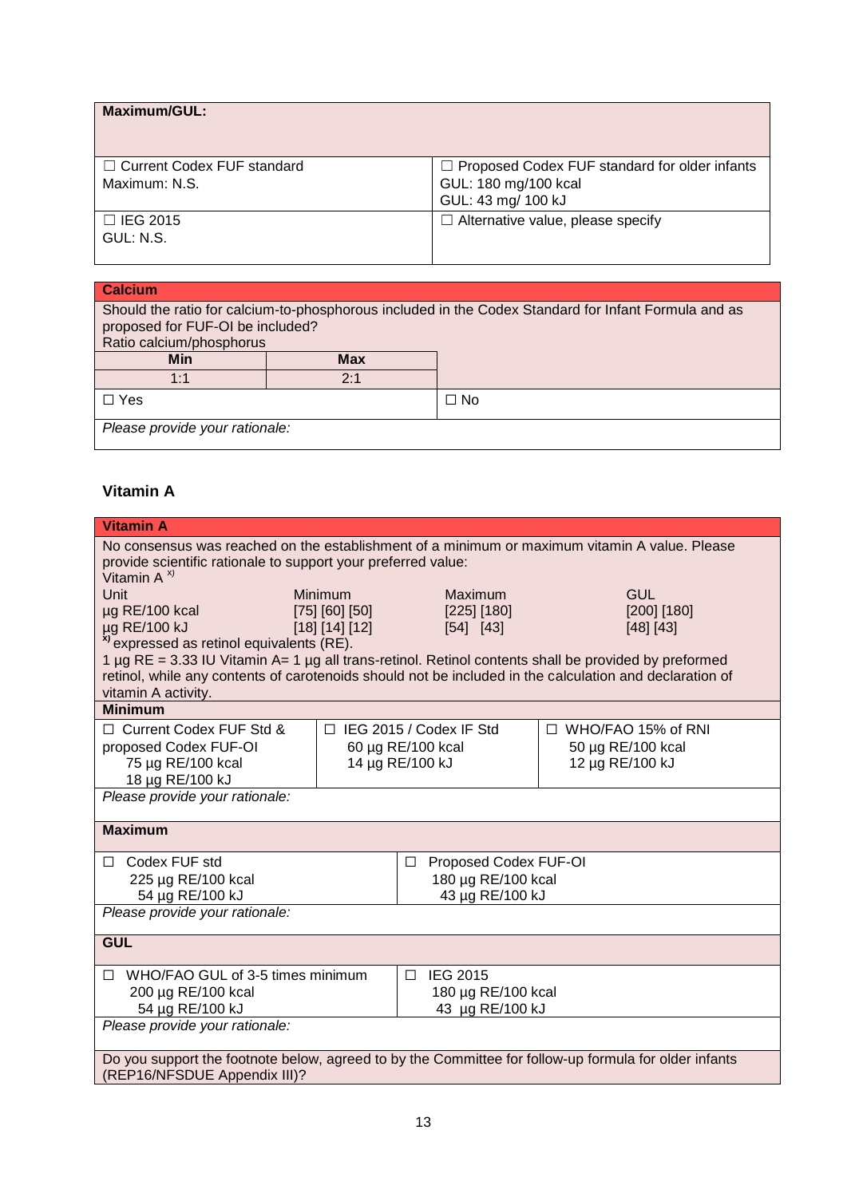| Maximum/GUL: | |
|---|---|
| ☐ Current Codex FUF standard<br>Maximum: N.S. | ☐ Proposed Codex FUF standard for older infants<br>GUL: 180 mg/100 kcal<br>GUL: 43 mg/ 100 kJ |
| ☐ IEG 2015<br>GUL: N.S. | ☐ Alternative value, please specify |

| Calcium | |
|---|---|
| Should the ratio for calcium-to-phosphorous included in the Codex Standard for Infant Formula and as proposed for FUF-OI be included?<br>Ratio calcium/phosphorus | |
| **Min** | **Max** |
| 1:1 | 2:1 |
| ☐ Yes | ☐ No |
| *Please provide your rationale:* | |

## Vitamin A

| Vitamin A | | | |
|---|---|---|---|
| No consensus was reached on the establishment of a minimum or maximum vitamin A value. Please provide scientific rationale to support your preferred value:<br>Vitamin A [x)] | | | |
| Unit | Minimum | Maximum | GUL |
| µg RE/100 kcal | [75] [60] [50] | [225] [180] | [200] [180] |
| µg RE/100 kJ | [18] [14] [12] | [54] [43] | [48] [43] |
| [x)] expressed as retinol equivalents (RE).<br>1 µg RE = 3.33 IU Vitamin A= 1 µg all trans-retinol. Retinol contents shall be provided by preformed retinol, while any contents of carotenoids should not be included in the calculation and declaration of vitamin A activity. | | | |

| Minimum | | |
|---|---|---|
| ☐ Current Codex FUF Std & proposed Codex FUF-OI<br>75 µg RE/100 kcal<br>18 µg RE/100 kJ | ☐ IEG 2015 / Codex IF Std<br>60 µg RE/100 kcal<br>14 µg RE/100 kJ | ☐ WHO/FAO 15% of RNI<br>50 µg RE/100 kcal<br>12 µg RE/100 kJ |
| *Please provide your rationale:* | | |

| Maximum | |
|---|---|
| ☐ Codex FUF std<br>225 µg RE/100 kcal<br>54 µg RE/100 kJ | ☐ Proposed Codex FUF-OI<br>180 µg RE/100 kcal<br>43 µg RE/100 kJ |
| *Please provide your rationale:* | |

| GUL | |
|---|---|
| ☐ WHO/FAO GUL of 3-5 times minimum<br>200 µg RE/100 kcal<br>54 µg RE/100 kJ | ☐ IEG 2015<br>180 µg RE/100 kcal<br>43 µg RE/100 kJ |
| *Please provide your rationale:* | |
| Do you support the footnote below, agreed to by the Committee for follow-up formula for older infants (REP16/NFSDUE Appendix III)? | |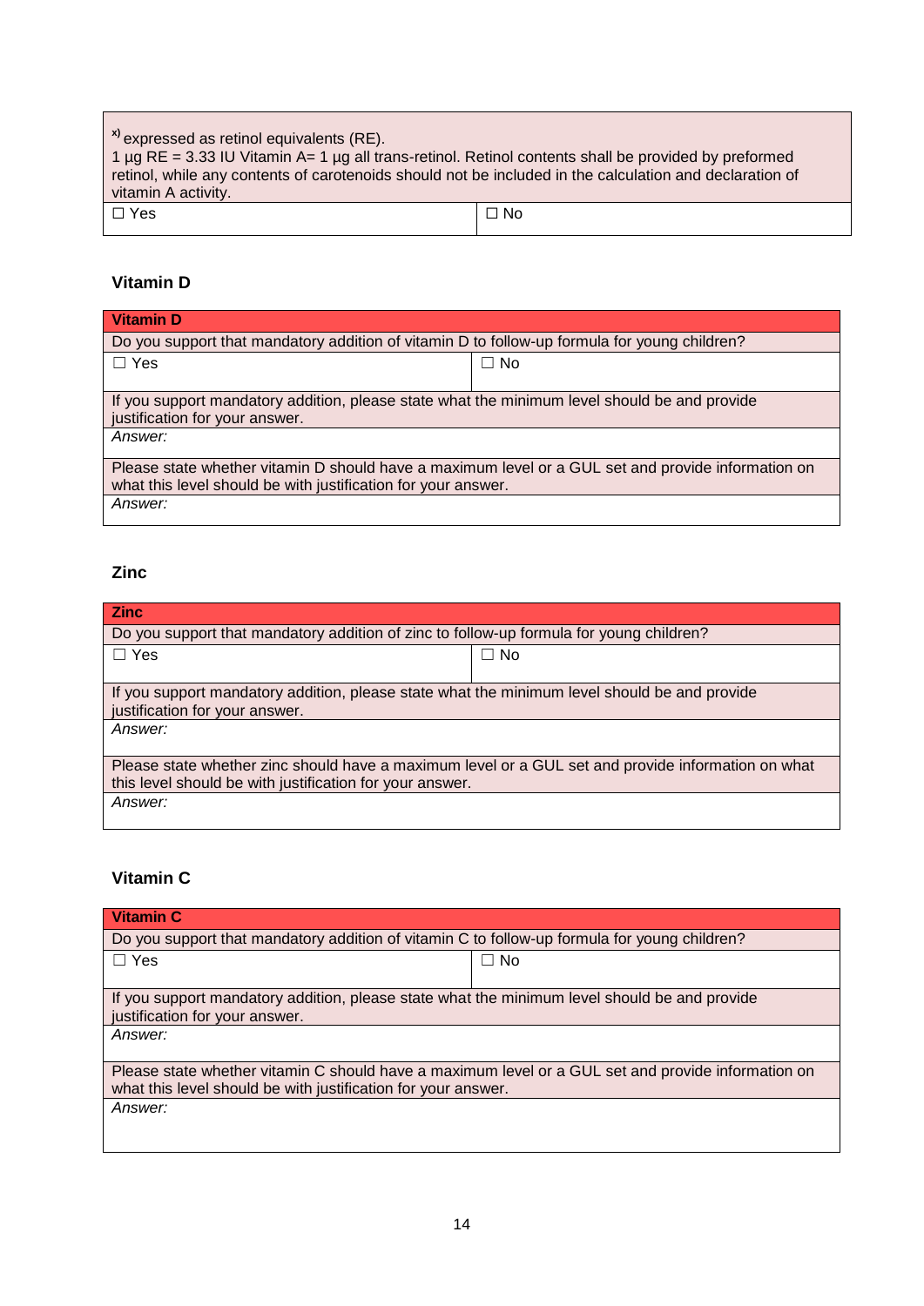| [x] expressed as retinol equivalents (RE).<br>1 µg RE = 3.33 IU Vitamin A= 1 µg all trans-retinol. Retinol contents shall be provided by preformed retinol, while any contents of carotenoids should not be included in the calculation and declaration of vitamin A activity. | |
|---|---|
| ☐ Yes | ☐ No |

### Vitamin D

| **Vitamin D** | |
|---|---|
| Do you support that mandatory addition of vitamin D to follow-up formula for young children? | |
| ☐ Yes | ☐ No |
| If you support mandatory addition, please state what the minimum level should be and provide justification for your answer. | |
| *Answer:* | |
| Please state whether vitamin D should have a maximum level or a GUL set and provide information on what this level should be with justification for your answer. | |
| *Answer:* | |

### Zinc

| **Zinc** | |
|---|---|
| Do you support that mandatory addition of zinc to follow-up formula for young children? | |
| ☐ Yes | ☐ No |
| If you support mandatory addition, please state what the minimum level should be and provide justification for your answer. | |
| *Answer:* | |
| Please state whether zinc should have a maximum level or a GUL set and provide information on what this level should be with justification for your answer. | |
| *Answer:* | |

### Vitamin C

| **Vitamin C** | |
|---|---|
| Do you support that mandatory addition of vitamin C to follow-up formula for young children? | |
| ☐ Yes | ☐ No |
| If you support mandatory addition, please state what the minimum level should be and provide justification for your answer. | |
| *Answer:* | |
| Please state whether vitamin C should have a maximum level or a GUL set and provide information on what this level should be with justification for your answer. | |
| *Answer:* | |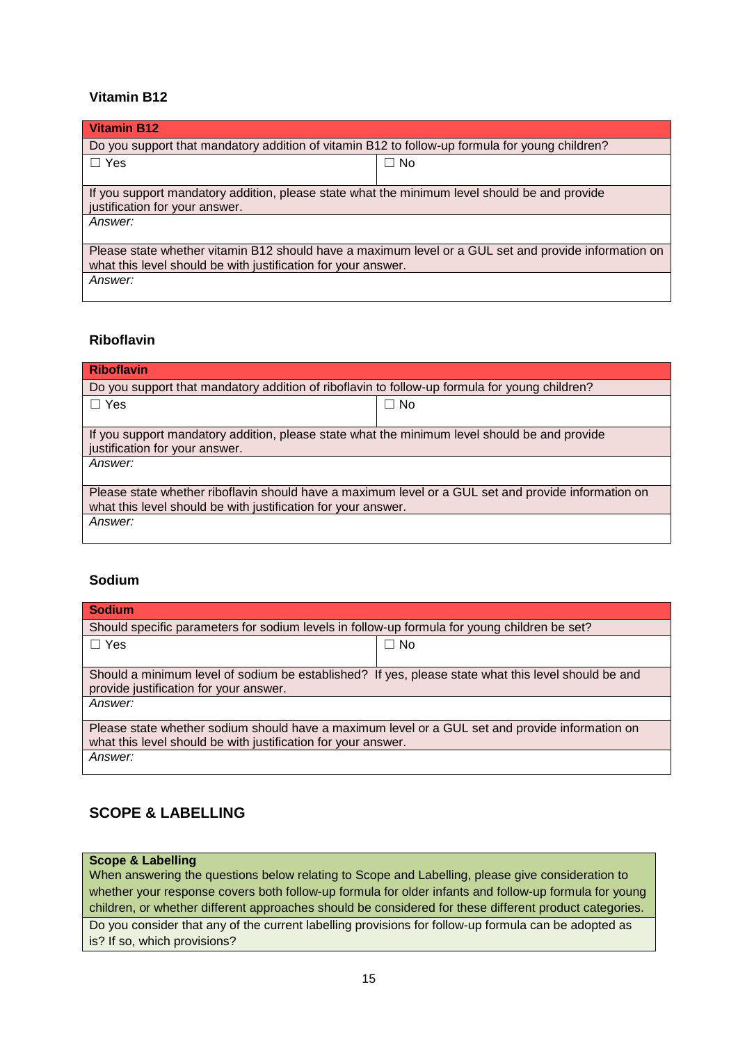### Vitamin B12

| **Vitamin B12** | |
|---|---|
| Do you support that mandatory addition of vitamin B12 to follow-up formula for young children? | |
| ☐ Yes | ☐ No |
| If you support mandatory addition, please state what the minimum level should be and provide justification for your answer. | |
| *Answer:* | |
| Please state whether vitamin B12 should have a maximum level or a GUL set and provide information on what this level should be with justification for your answer. | |
| *Answer:* | |

### Riboflavin

| **Riboflavin** | |
|---|---|
| Do you support that mandatory addition of riboflavin to follow-up formula for young children? | |
| ☐ Yes | ☐ No |
| If you support mandatory addition, please state what the minimum level should be and provide justification for your answer. | |
| *Answer:* | |
| Please state whether riboflavin should have a maximum level or a GUL set and provide information on what this level should be with justification for your answer. | |
| *Answer:* | |

### Sodium

| **Sodium** | |
|---|---|
| Should specific parameters for sodium levels in follow-up formula for young children be set? | |
| ☐ Yes | ☐ No |
| Should a minimum level of sodium be established? If yes, please state what this level should be and provide justification for your answer. | |
| *Answer:* | |
| Please state whether sodium should have a maximum level or a GUL set and provide information on what this level should be with justification for your answer. | |
| *Answer:* | |

## SCOPE & LABELLING

| **Scope & Labelling**<br>When answering the questions below relating to Scope and Labelling, please give consideration to whether your response covers both follow-up formula for older infants and follow-up formula for young children, or whether different approaches should be considered for these different product categories. |
|---|
| Do you consider that any of the current labelling provisions for follow-up formula can be adopted as is? If so, which provisions? |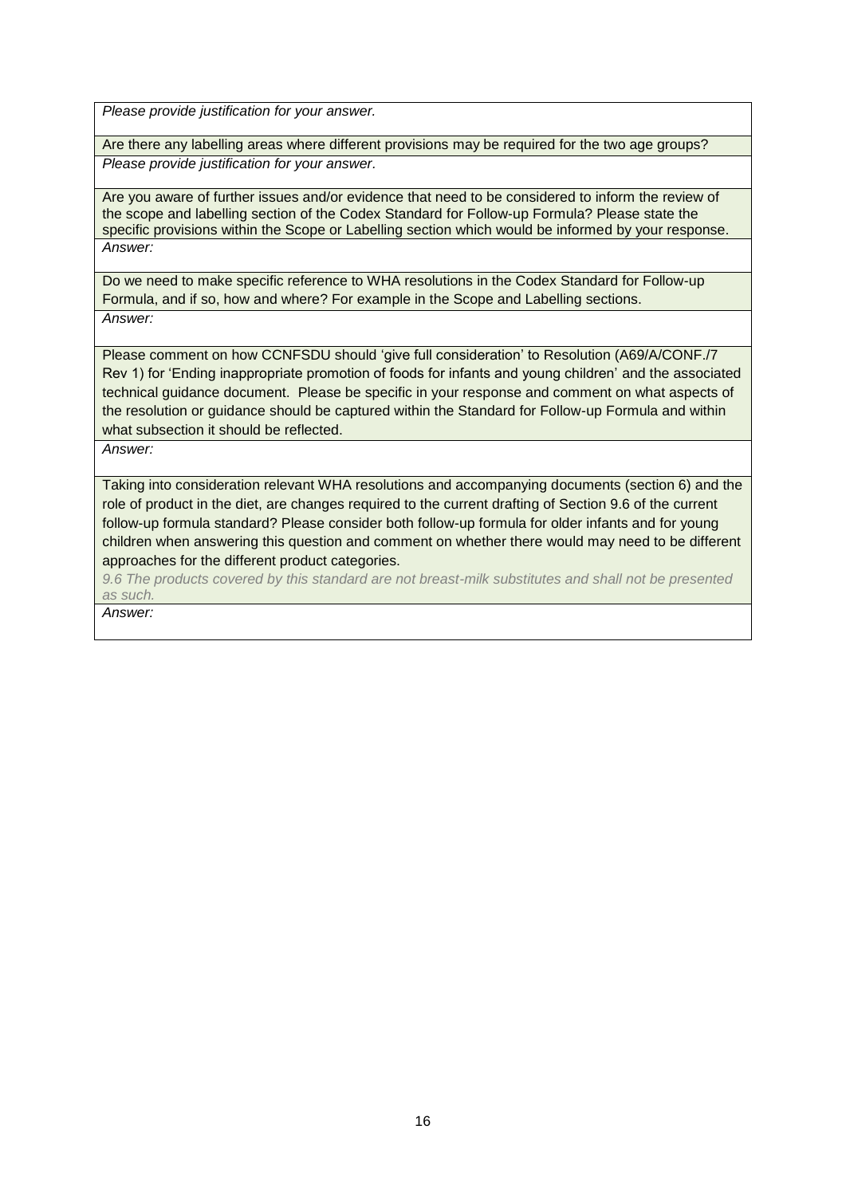*Please provide justification for your answer.*

Are there any labelling areas where different provisions may be required for the two age groups?

*Please provide justification for your answer.*

Are you aware of further issues and/or evidence that need to be considered to inform the review of the scope and labelling section of the Codex Standard for Follow-up Formula? Please state the specific provisions within the Scope or Labelling section which would be informed by your response.

*Answer:*

Do we need to make specific reference to WHA resolutions in the Codex Standard for Follow-up Formula, and if so, how and where? For example in the Scope and Labelling sections.

*Answer:*

Please comment on how CCNFSDU should 'give full consideration' to Resolution (A69/A/CONF./7 Rev 1) for 'Ending inappropriate promotion of foods for infants and young children' and the associated technical guidance document. Please be specific in your response and comment on what aspects of the resolution or guidance should be captured within the Standard for Follow-up Formula and within what subsection it should be reflected.

*Answer:*

Taking into consideration relevant WHA resolutions and accompanying documents (section 6) and the role of product in the diet, are changes required to the current drafting of Section 9.6 of the current follow-up formula standard? Please consider both follow-up formula for older infants and for young children when answering this question and comment on whether there would may need to be different approaches for the different product categories.

*9.6 The products covered by this standard are not breast-milk substitutes and shall not be presented as such.*

*Answer:*